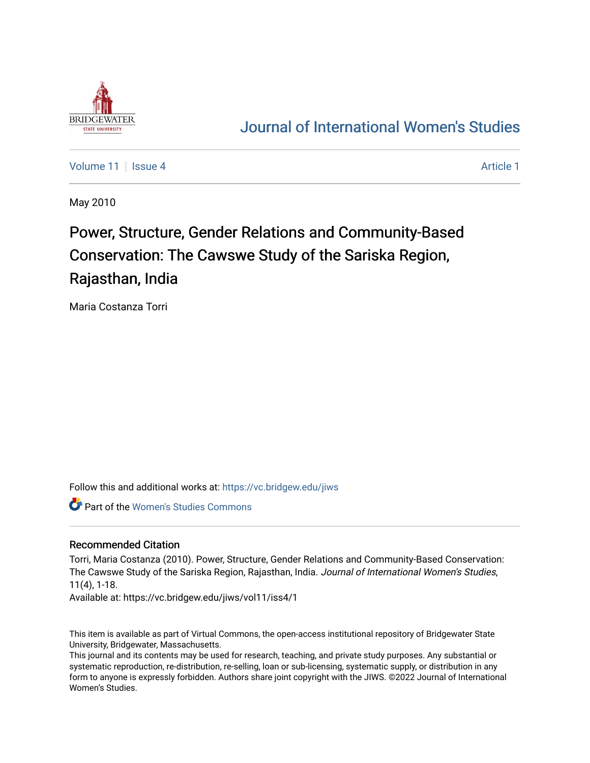# Journal of International Women's Studies

Volume 11 | Issue 4 | Article 1

May 2010

## Power, Structure, Gender Relations and Community-Based Conservation: The Cawswe Study of the Sariska Region, Rajasthan, India

Maria Costanza Torri

Follow this and additional works at: https://vc.bridgew.edu/jiws

Part of the Women's Studies Commons

### Recommended Citation

Torri, Maria Costanza (2010). Power, Structure, Gender Relations and Community-Based Conservation: The Cawswe Study of the Sariska Region, Rajasthan, India. *Journal of International Women's Studies*, 11(4), 1-18.

Available at: https://vc.bridgew.edu/jiws/vol11/iss4/1

This item is available as part of Virtual Commons, the open-access institutional repository of Bridgewater State University, Bridgewater, Massachusetts.

This journal and its contents may be used for research, teaching, and private study purposes. Any substantial or systematic reproduction, re-distribution, re-selling, loan or sub-licensing, systematic supply, or distribution in any form to anyone is expressly forbidden. Authors share joint copyright with the JIWS. ©2022 Journal of International Women's Studies.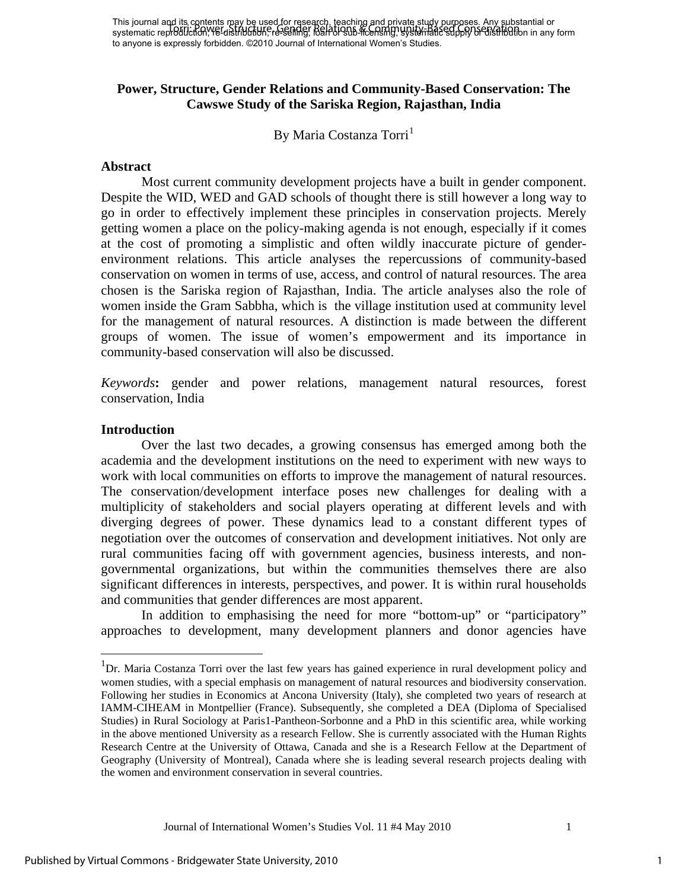# Power, Structure, Gender Relations and Community-Based Conservation: The Cawswe Study of the Sariska Region, Rajasthan, India

By Maria Costanza Torri[1]

## Abstract

Most current community development projects have a built in gender component. Despite the WID, WED and GAD schools of thought there is still however a long way to go in order to effectively implement these principles in conservation projects. Merely getting women a place on the policy-making agenda is not enough, especially if it comes at the cost of promoting a simplistic and often wildly inaccurate picture of gender-environment relations. This article analyses the repercussions of community-based conservation on women in terms of use, access, and control of natural resources. The area chosen is the Sariska region of Rajasthan, India. The article analyses also the role of women inside the Gram Sabbha, which is the village institution used at community level for the management of natural resources. A distinction is made between the different groups of women. The issue of women's empowerment and its importance in community-based conservation will also be discussed.

*Keywords*: gender and power relations, management natural resources, forest conservation, India

## Introduction

Over the last two decades, a growing consensus has emerged among both the academia and the development institutions on the need to experiment with new ways to work with local communities on efforts to improve the management of natural resources. The conservation/development interface poses new challenges for dealing with a multiplicity of stakeholders and social players operating at different levels and with diverging degrees of power. These dynamics lead to a constant different types of negotiation over the outcomes of conservation and development initiatives. Not only are rural communities facing off with government agencies, business interests, and non-governmental organizations, but within the communities themselves there are also significant differences in interests, perspectives, and power. It is within rural households and communities that gender differences are most apparent.

In addition to emphasising the need for more "bottom-up" or "participatory" approaches to development, many development planners and donor agencies have

[1] Dr. Maria Costanza Torri over the last few years has gained experience in rural development policy and women studies, with a special emphasis on management of natural resources and biodiversity conservation. Following her studies in Economics at Ancona University (Italy), she completed two years of research at IAMM-CIHEAM in Montpellier (France). Subsequently, she completed a DEA (Diploma of Specialised Studies) in Rural Sociology at Paris1-Pantheon-Sorbonne and a PhD in this scientific area, while working in the above mentioned University as a research Fellow. She is currently associated with the Human Rights Research Centre at the University of Ottawa, Canada and she is a Research Fellow at the Department of Geography (University of Montreal), Canada where she is leading several research projects dealing with the women and environment conservation in several countries.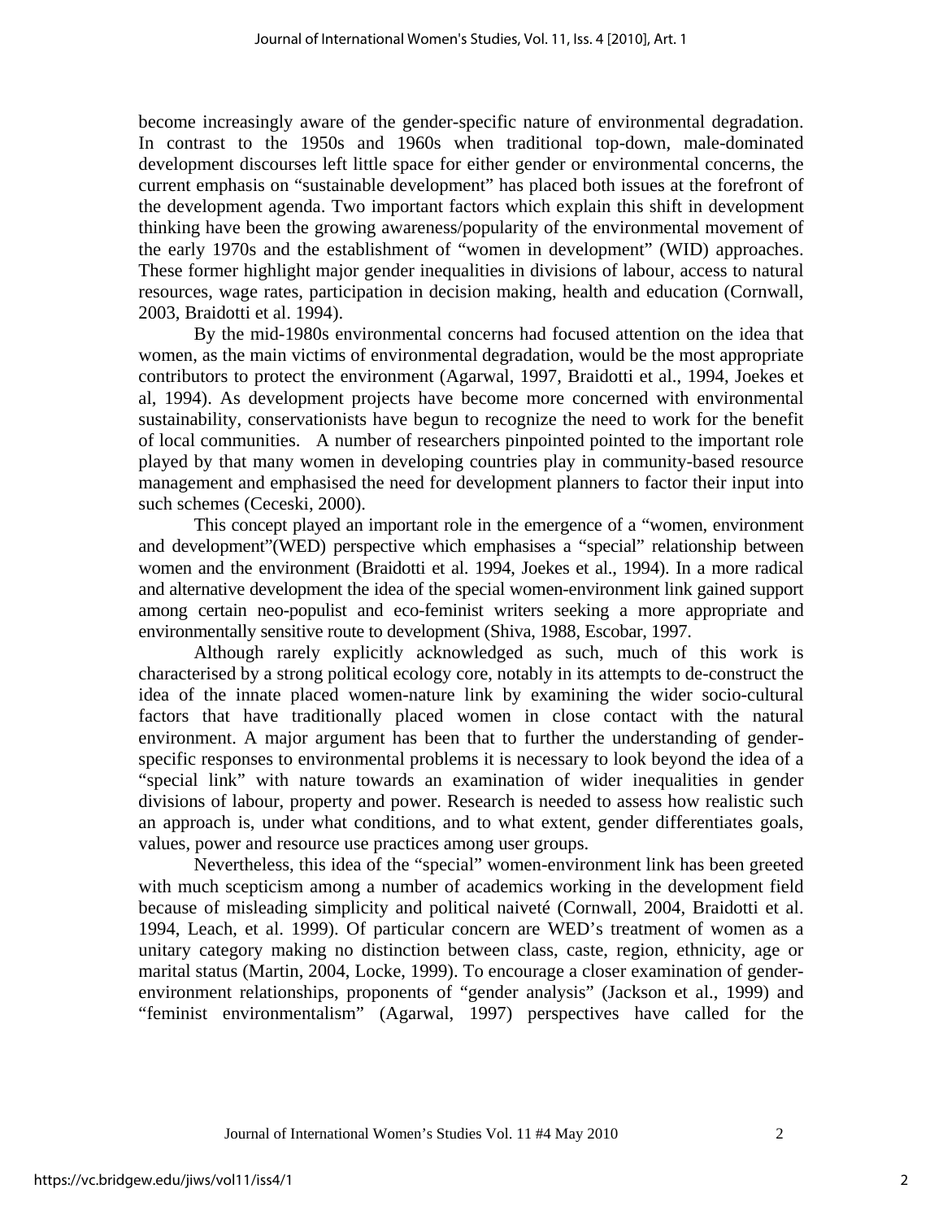become increasingly aware of the gender-specific nature of environmental degradation. In contrast to the 1950s and 1960s when traditional top-down, male-dominated development discourses left little space for either gender or environmental concerns, the current emphasis on "sustainable development" has placed both issues at the forefront of the development agenda. Two important factors which explain this shift in development thinking have been the growing awareness/popularity of the environmental movement of the early 1970s and the establishment of "women in development" (WID) approaches. These former highlight major gender inequalities in divisions of labour, access to natural resources, wage rates, participation in decision making, health and education (Cornwall, 2003, Braidotti et al. 1994).

By the mid-1980s environmental concerns had focused attention on the idea that women, as the main victims of environmental degradation, would be the most appropriate contributors to protect the environment (Agarwal, 1997, Braidotti et al., 1994, Joekes et al, 1994). As development projects have become more concerned with environmental sustainability, conservationists have begun to recognize the need to work for the benefit of local communities. A number of researchers pinpointed pointed to the important role played by that many women in developing countries play in community-based resource management and emphasised the need for development planners to factor their input into such schemes (Ceceski, 2000).

This concept played an important role in the emergence of a "women, environment and development"(WED) perspective which emphasises a "special" relationship between women and the environment (Braidotti et al. 1994, Joekes et al., 1994). In a more radical and alternative development the idea of the special women-environment link gained support among certain neo-populist and eco-feminist writers seeking a more appropriate and environmentally sensitive route to development (Shiva, 1988, Escobar, 1997.

Although rarely explicitly acknowledged as such, much of this work is characterised by a strong political ecology core, notably in its attempts to de-construct the idea of the innate placed women-nature link by examining the wider socio-cultural factors that have traditionally placed women in close contact with the natural environment. A major argument has been that to further the understanding of gender-specific responses to environmental problems it is necessary to look beyond the idea of a "special link" with nature towards an examination of wider inequalities in gender divisions of labour, property and power. Research is needed to assess how realistic such an approach is, under what conditions, and to what extent, gender differentiates goals, values, power and resource use practices among user groups.

Nevertheless, this idea of the "special" women-environment link has been greeted with much scepticism among a number of academics working in the development field because of misleading simplicity and political naiveté (Cornwall, 2004, Braidotti et al. 1994, Leach, et al. 1999). Of particular concern are WED's treatment of women as a unitary category making no distinction between class, caste, region, ethnicity, age or marital status (Martin, 2004, Locke, 1999). To encourage a closer examination of gender-environment relationships, proponents of "gender analysis" (Jackson et al., 1999) and "feminist environmentalism" (Agarwal, 1997) perspectives have called for the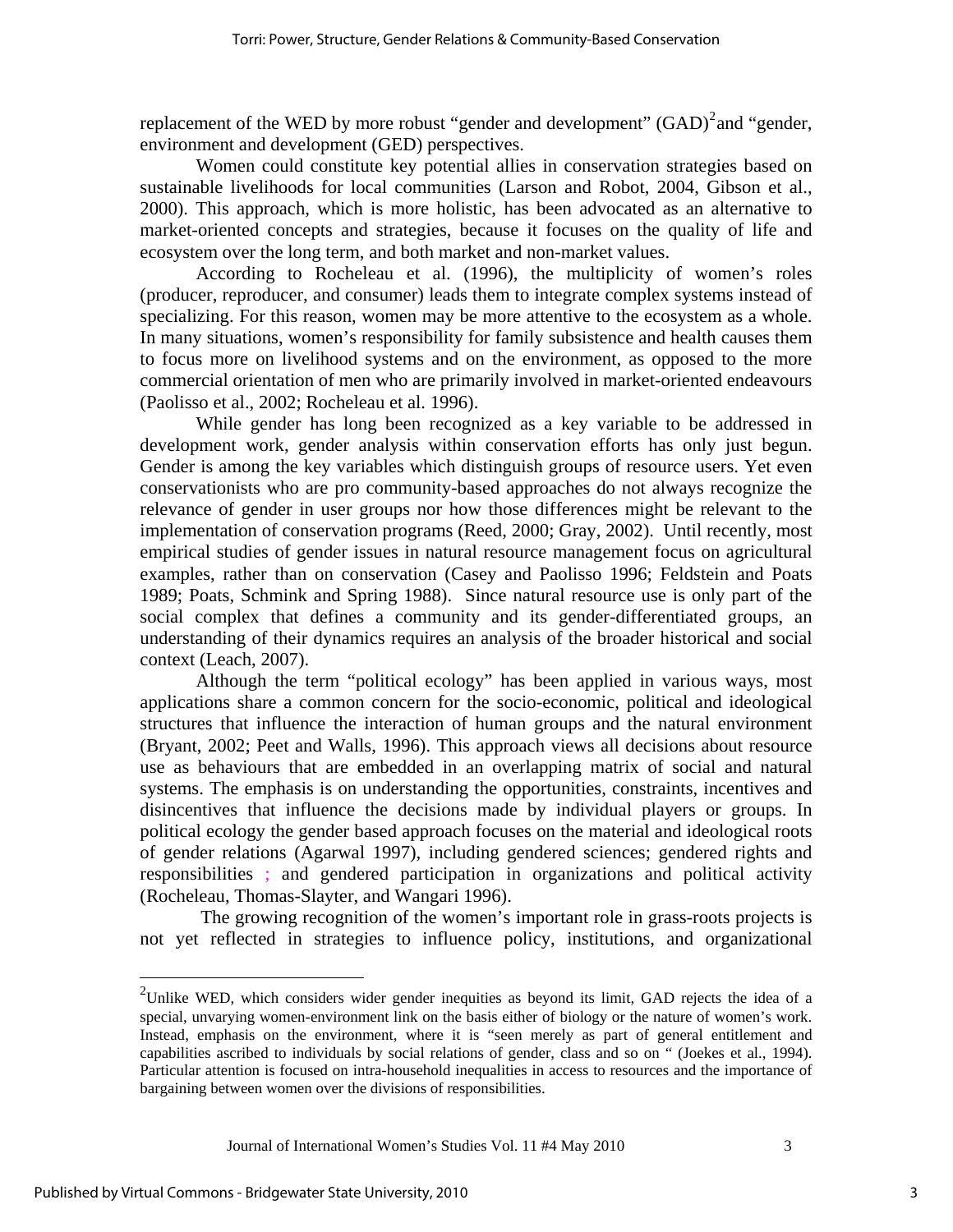replacement of the WED by more robust "gender and development" (GAD)[2] and "gender, environment and development (GED) perspectives.

Women could constitute key potential allies in conservation strategies based on sustainable livelihoods for local communities (Larson and Robot, 2004, Gibson et al., 2000). This approach, which is more holistic, has been advocated as an alternative to market-oriented concepts and strategies, because it focuses on the quality of life and ecosystem over the long term, and both market and non-market values.

According to Rocheleau et al. (1996), the multiplicity of women's roles (producer, reproducer, and consumer) leads them to integrate complex systems instead of specializing. For this reason, women may be more attentive to the ecosystem as a whole. In many situations, women's responsibility for family subsistence and health causes them to focus more on livelihood systems and on the environment, as opposed to the more commercial orientation of men who are primarily involved in market-oriented endeavours (Paolisso et al., 2002; Rocheleau et al. 1996).

While gender has long been recognized as a key variable to be addressed in development work, gender analysis within conservation efforts has only just begun. Gender is among the key variables which distinguish groups of resource users. Yet even conservationists who are pro community-based approaches do not always recognize the relevance of gender in user groups nor how those differences might be relevant to the implementation of conservation programs (Reed, 2000; Gray, 2002). Until recently, most empirical studies of gender issues in natural resource management focus on agricultural examples, rather than on conservation (Casey and Paolisso 1996; Feldstein and Poats 1989; Poats, Schmink and Spring 1988). Since natural resource use is only part of the social complex that defines a community and its gender-differentiated groups, an understanding of their dynamics requires an analysis of the broader historical and social context (Leach, 2007).

Although the term "political ecology" has been applied in various ways, most applications share a common concern for the socio-economic, political and ideological structures that influence the interaction of human groups and the natural environment (Bryant, 2002; Peet and Walls, 1996). This approach views all decisions about resource use as behaviours that are embedded in an overlapping matrix of social and natural systems. The emphasis is on understanding the opportunities, constraints, incentives and disincentives that influence the decisions made by individual players or groups. In political ecology the gender based approach focuses on the material and ideological roots of gender relations (Agarwal 1997), including gendered sciences; gendered rights and responsibilities ; and gendered participation in organizations and political activity (Rocheleau, Thomas-Slayter, and Wangari 1996).

The growing recognition of the women's important role in grass-roots projects is not yet reflected in strategies to influence policy, institutions, and organizational

---

[2] Unlike WED, which considers wider gender inequities as beyond its limit, GAD rejects the idea of a special, unvarying women-environment link on the basis either of biology or the nature of women's work. Instead, emphasis on the environment, where it is "seen merely as part of general entitlement and capabilities ascribed to individuals by social relations of gender, class and so on " (Joekes et al., 1994). Particular attention is focused on intra-household inequalities in access to resources and the importance of bargaining between women over the divisions of responsibilities.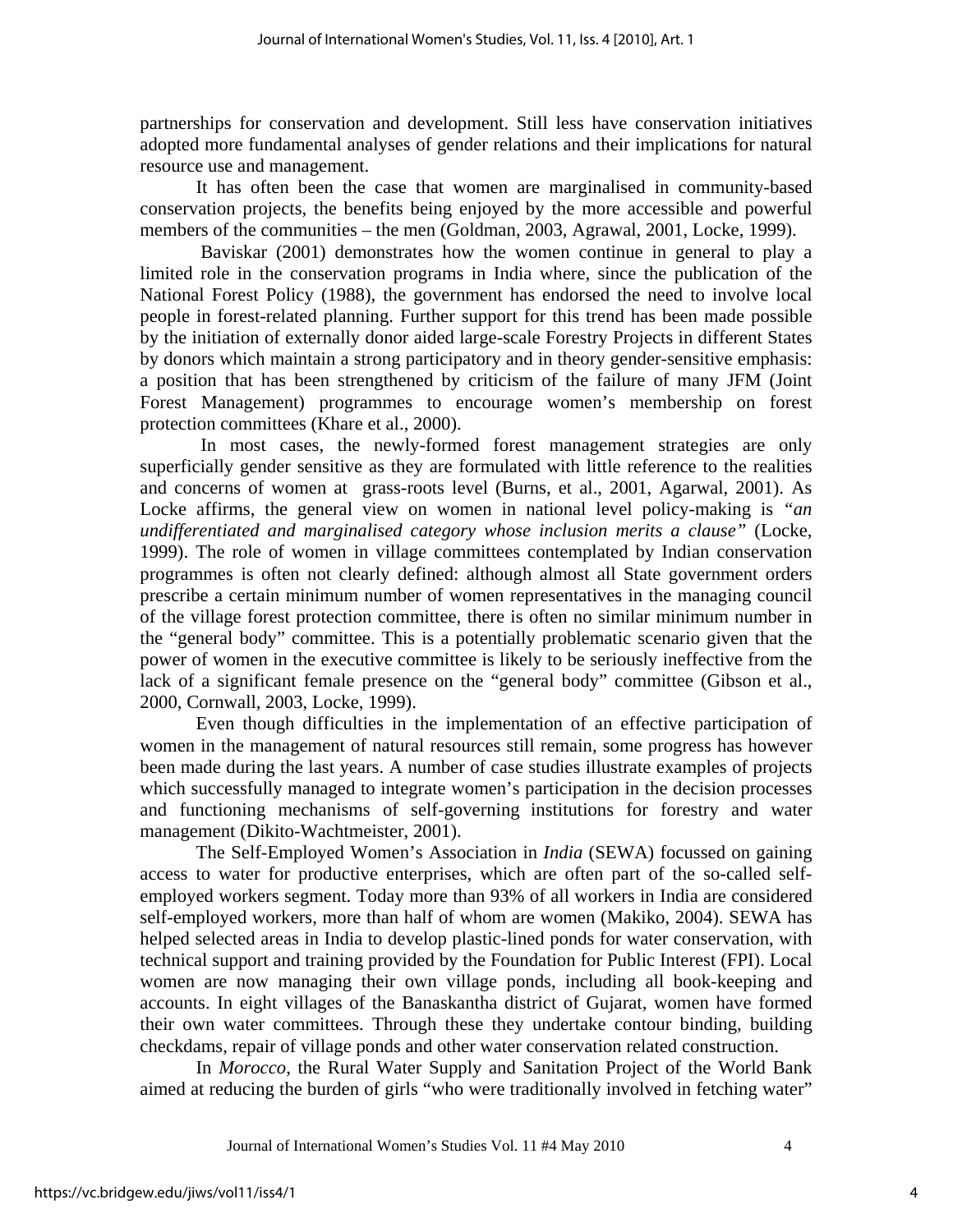partnerships for conservation and development. Still less have conservation initiatives adopted more fundamental analyses of gender relations and their implications for natural resource use and management.

It has often been the case that women are marginalised in community-based conservation projects, the benefits being enjoyed by the more accessible and powerful members of the communities – the men (Goldman, 2003, Agrawal, 2001, Locke, 1999).

Baviskar (2001) demonstrates how the women continue in general to play a limited role in the conservation programs in India where, since the publication of the National Forest Policy (1988), the government has endorsed the need to involve local people in forest-related planning. Further support for this trend has been made possible by the initiation of externally donor aided large-scale Forestry Projects in different States by donors which maintain a strong participatory and in theory gender-sensitive emphasis: a position that has been strengthened by criticism of the failure of many JFM (Joint Forest Management) programmes to encourage women's membership on forest protection committees (Khare et al., 2000).

In most cases, the newly-formed forest management strategies are only superficially gender sensitive as they are formulated with little reference to the realities and concerns of women at grass-roots level (Burns, et al., 2001, Agarwal, 2001). As Locke affirms, the general view on women in national level policy-making is *"an undifferentiated and marginalised category whose inclusion merits a clause"* (Locke, 1999). The role of women in village committees contemplated by Indian conservation programmes is often not clearly defined: although almost all State government orders prescribe a certain minimum number of women representatives in the managing council of the village forest protection committee, there is often no similar minimum number in the "general body" committee. This is a potentially problematic scenario given that the power of women in the executive committee is likely to be seriously ineffective from the lack of a significant female presence on the "general body" committee (Gibson et al., 2000, Cornwall, 2003, Locke, 1999).

Even though difficulties in the implementation of an effective participation of women in the management of natural resources still remain, some progress has however been made during the last years. A number of case studies illustrate examples of projects which successfully managed to integrate women's participation in the decision processes and functioning mechanisms of self-governing institutions for forestry and water management (Dikito-Wachtmeister, 2001).

The Self-Employed Women's Association in *India* (SEWA) focussed on gaining access to water for productive enterprises, which are often part of the so-called self-employed workers segment. Today more than 93% of all workers in India are considered self-employed workers, more than half of whom are women (Makiko, 2004). SEWA has helped selected areas in India to develop plastic-lined ponds for water conservation, with technical support and training provided by the Foundation for Public Interest (FPI). Local women are now managing their own village ponds, including all book-keeping and accounts. In eight villages of the Banaskantha district of Gujarat, women have formed their own water committees. Through these they undertake contour binding, building checkdams, repair of village ponds and other water conservation related construction.

In *Morocco*, the Rural Water Supply and Sanitation Project of the World Bank aimed at reducing the burden of girls "who were traditionally involved in fetching water"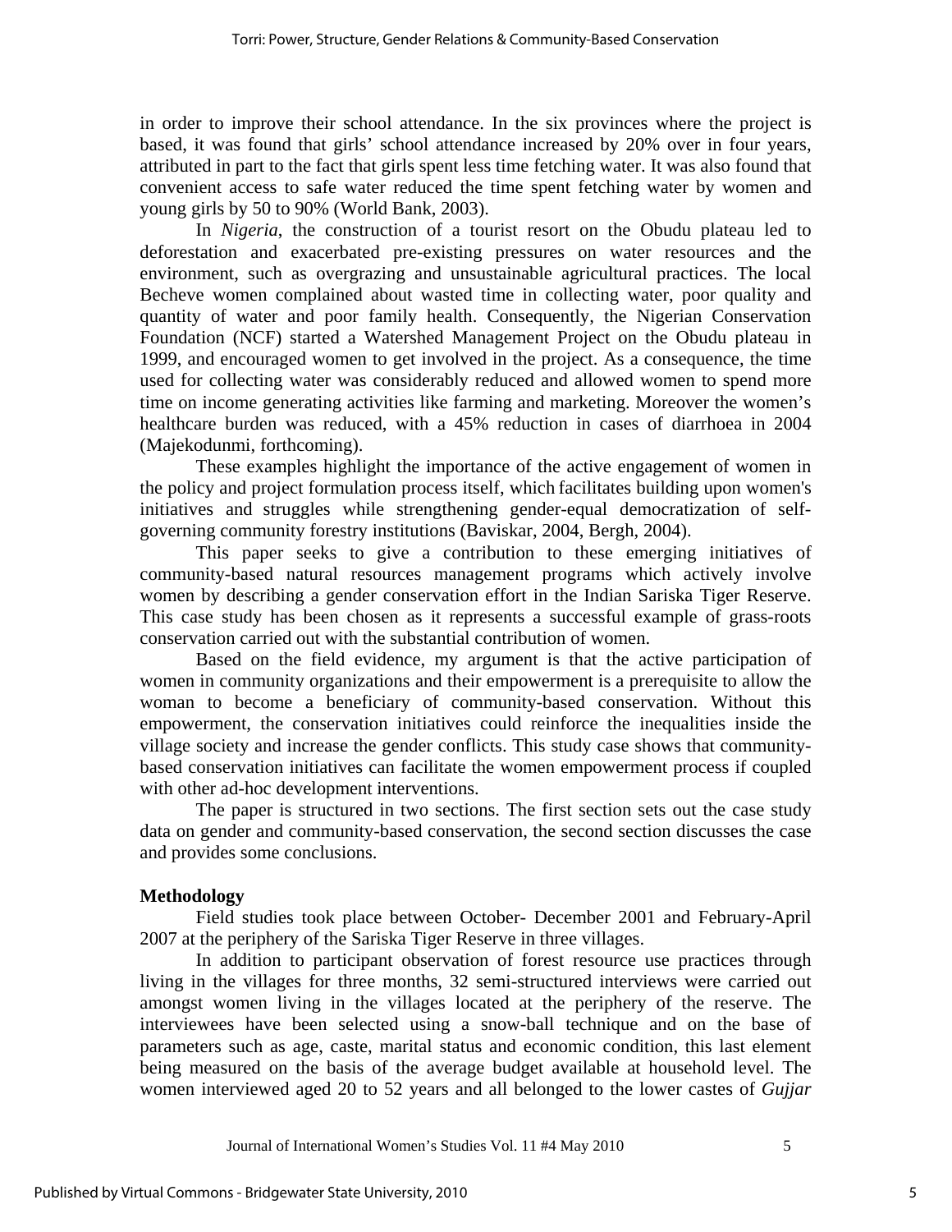in order to improve their school attendance. In the six provinces where the project is based, it was found that girls' school attendance increased by 20% over in four years, attributed in part to the fact that girls spent less time fetching water. It was also found that convenient access to safe water reduced the time spent fetching water by women and young girls by 50 to 90% (World Bank, 2003).

In *Nigeria*, the construction of a tourist resort on the Obudu plateau led to deforestation and exacerbated pre-existing pressures on water resources and the environment, such as overgrazing and unsustainable agricultural practices. The local Becheve women complained about wasted time in collecting water, poor quality and quantity of water and poor family health. Consequently, the Nigerian Conservation Foundation (NCF) started a Watershed Management Project on the Obudu plateau in 1999, and encouraged women to get involved in the project. As a consequence, the time used for collecting water was considerably reduced and allowed women to spend more time on income generating activities like farming and marketing. Moreover the women's healthcare burden was reduced, with a 45% reduction in cases of diarrhoea in 2004 (Majekodunmi, forthcoming).

These examples highlight the importance of the active engagement of women in the policy and project formulation process itself, which facilitates building upon women's initiatives and struggles while strengthening gender-equal democratization of self-governing community forestry institutions (Baviskar, 2004, Bergh, 2004).

This paper seeks to give a contribution to these emerging initiatives of community-based natural resources management programs which actively involve women by describing a gender conservation effort in the Indian Sariska Tiger Reserve. This case study has been chosen as it represents a successful example of grass-roots conservation carried out with the substantial contribution of women.

Based on the field evidence, my argument is that the active participation of women in community organizations and their empowerment is a prerequisite to allow the woman to become a beneficiary of community-based conservation. Without this empowerment, the conservation initiatives could reinforce the inequalities inside the village society and increase the gender conflicts. This study case shows that community-based conservation initiatives can facilitate the women empowerment process if coupled with other ad-hoc development interventions.

The paper is structured in two sections. The first section sets out the case study data on gender and community-based conservation, the second section discusses the case and provides some conclusions.

**Methodology**

Field studies took place between October- December 2001 and February-April 2007 at the periphery of the Sariska Tiger Reserve in three villages.

In addition to participant observation of forest resource use practices through living in the villages for three months, 32 semi-structured interviews were carried out amongst women living in the villages located at the periphery of the reserve. The interviewees have been selected using a snow-ball technique and on the base of parameters such as age, caste, marital status and economic condition, this last element being measured on the basis of the average budget available at household level. The women interviewed aged 20 to 52 years and all belonged to the lower castes of *Gujjar*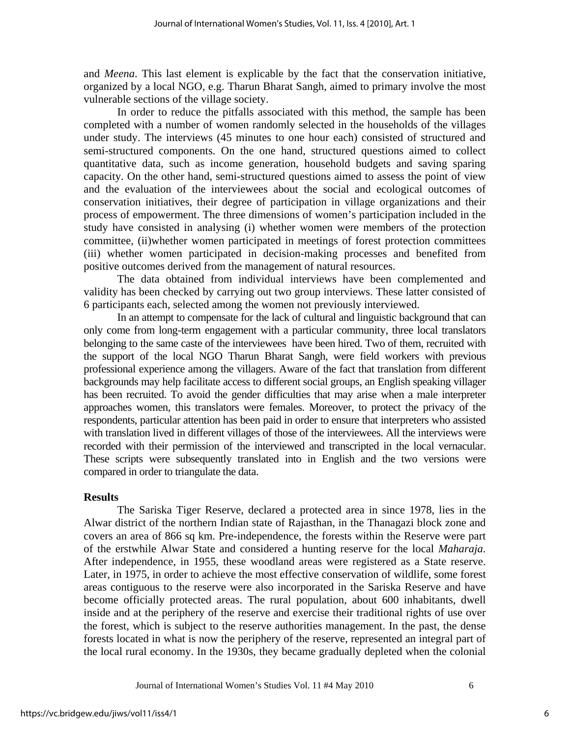and *Meena*. This last element is explicable by the fact that the conservation initiative, organized by a local NGO, e.g. Tharun Bharat Sangh, aimed to primary involve the most vulnerable sections of the village society.

In order to reduce the pitfalls associated with this method, the sample has been completed with a number of women randomly selected in the households of the villages under study. The interviews (45 minutes to one hour each) consisted of structured and semi-structured components. On the one hand, structured questions aimed to collect quantitative data, such as income generation, household budgets and saving sparing capacity. On the other hand, semi-structured questions aimed to assess the point of view and the evaluation of the interviewees about the social and ecological outcomes of conservation initiatives, their degree of participation in village organizations and their process of empowerment. The three dimensions of women's participation included in the study have consisted in analysing (i) whether women were members of the protection committee, (ii)whether women participated in meetings of forest protection committees (iii) whether women participated in decision-making processes and benefited from positive outcomes derived from the management of natural resources.

The data obtained from individual interviews have been complemented and validity has been checked by carrying out two group interviews. These latter consisted of 6 participants each, selected among the women not previously interviewed.

In an attempt to compensate for the lack of cultural and linguistic background that can only come from long-term engagement with a particular community, three local translators belonging to the same caste of the interviewees have been hired. Two of them, recruited with the support of the local NGO Tharun Bharat Sangh, were field workers with previous professional experience among the villagers. Aware of the fact that translation from different backgrounds may help facilitate access to different social groups, an English speaking villager has been recruited. To avoid the gender difficulties that may arise when a male interpreter approaches women, this translators were females. Moreover, to protect the privacy of the respondents, particular attention has been paid in order to ensure that interpreters who assisted with translation lived in different villages of those of the interviewees. All the interviews were recorded with their permission of the interviewed and transcripted in the local vernacular. These scripts were subsequently translated into in English and the two versions were compared in order to triangulate the data.

## Results

The Sariska Tiger Reserve, declared a protected area in since 1978, lies in the Alwar district of the northern Indian state of Rajasthan, in the Thanagazi block zone and covers an area of 866 sq km. Pre-independence, the forests within the Reserve were part of the erstwhile Alwar State and considered a hunting reserve for the local *Maharaja*. After independence, in 1955, these woodland areas were registered as a State reserve. Later, in 1975, in order to achieve the most effective conservation of wildlife, some forest areas contiguous to the reserve were also incorporated in the Sariska Reserve and have become officially protected areas. The rural population, about 600 inhabitants, dwell inside and at the periphery of the reserve and exercise their traditional rights of use over the forest, which is subject to the reserve authorities management. In the past, the dense forests located in what is now the periphery of the reserve, represented an integral part of the local rural economy. In the 1930s, they became gradually depleted when the colonial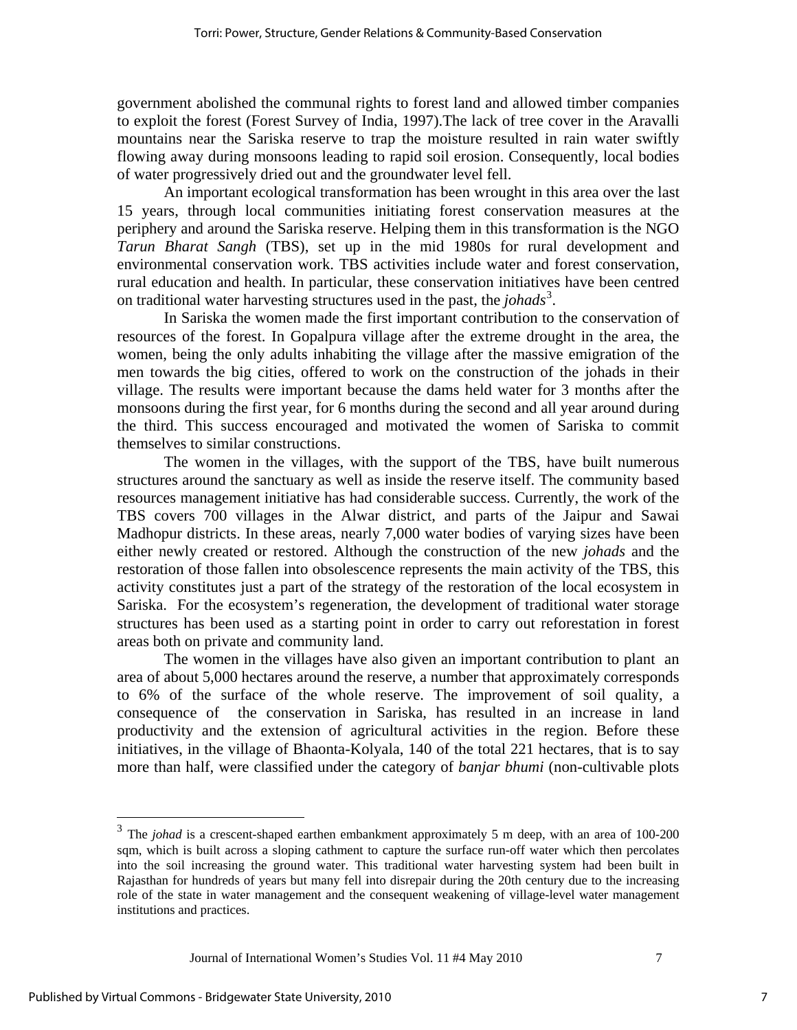government abolished the communal rights to forest land and allowed timber companies to exploit the forest (Forest Survey of India, 1997).The lack of tree cover in the Aravalli mountains near the Sariska reserve to trap the moisture resulted in rain water swiftly flowing away during monsoons leading to rapid soil erosion. Consequently, local bodies of water progressively dried out and the groundwater level fell.

An important ecological transformation has been wrought in this area over the last 15 years, through local communities initiating forest conservation measures at the periphery and around the Sariska reserve. Helping them in this transformation is the NGO *Tarun Bharat Sangh* (TBS), set up in the mid 1980s for rural development and environmental conservation work. TBS activities include water and forest conservation, rural education and health. In particular, these conservation initiatives have been centred on traditional water harvesting structures used in the past, the *johads*[3].

In Sariska the women made the first important contribution to the conservation of resources of the forest. In Gopalpura village after the extreme drought in the area, the women, being the only adults inhabiting the village after the massive emigration of the men towards the big cities, offered to work on the construction of the johads in their village. The results were important because the dams held water for 3 months after the monsoons during the first year, for 6 months during the second and all year around during the third. This success encouraged and motivated the women of Sariska to commit themselves to similar constructions.

The women in the villages, with the support of the TBS, have built numerous structures around the sanctuary as well as inside the reserve itself. The community based resources management initiative has had considerable success. Currently, the work of the TBS covers 700 villages in the Alwar district, and parts of the Jaipur and Sawai Madhopur districts. In these areas, nearly 7,000 water bodies of varying sizes have been either newly created or restored. Although the construction of the new *johads* and the restoration of those fallen into obsolescence represents the main activity of the TBS, this activity constitutes just a part of the strategy of the restoration of the local ecosystem in Sariska. For the ecosystem's regeneration, the development of traditional water storage structures has been used as a starting point in order to carry out reforestation in forest areas both on private and community land.

The women in the villages have also given an important contribution to plant an area of about 5,000 hectares around the reserve, a number that approximately corresponds to 6% of the surface of the whole reserve. The improvement of soil quality, a consequence of the conservation in Sariska, has resulted in an increase in land productivity and the extension of agricultural activities in the region. Before these initiatives, in the village of Bhaonta-Kolyala, 140 of the total 221 hectares, that is to say more than half, were classified under the category of *banjar bhumi* (non-cultivable plots

---

[3] The *johad* is a crescent-shaped earthen embankment approximately 5 m deep, with an area of 100-200 sqm, which is built across a sloping cathment to capture the surface run-off water which then percolates into the soil increasing the ground water. This traditional water harvesting system had been built in Rajasthan for hundreds of years but many fell into disrepair during the 20th century due to the increasing role of the state in water management and the consequent weakening of village-level water management institutions and practices.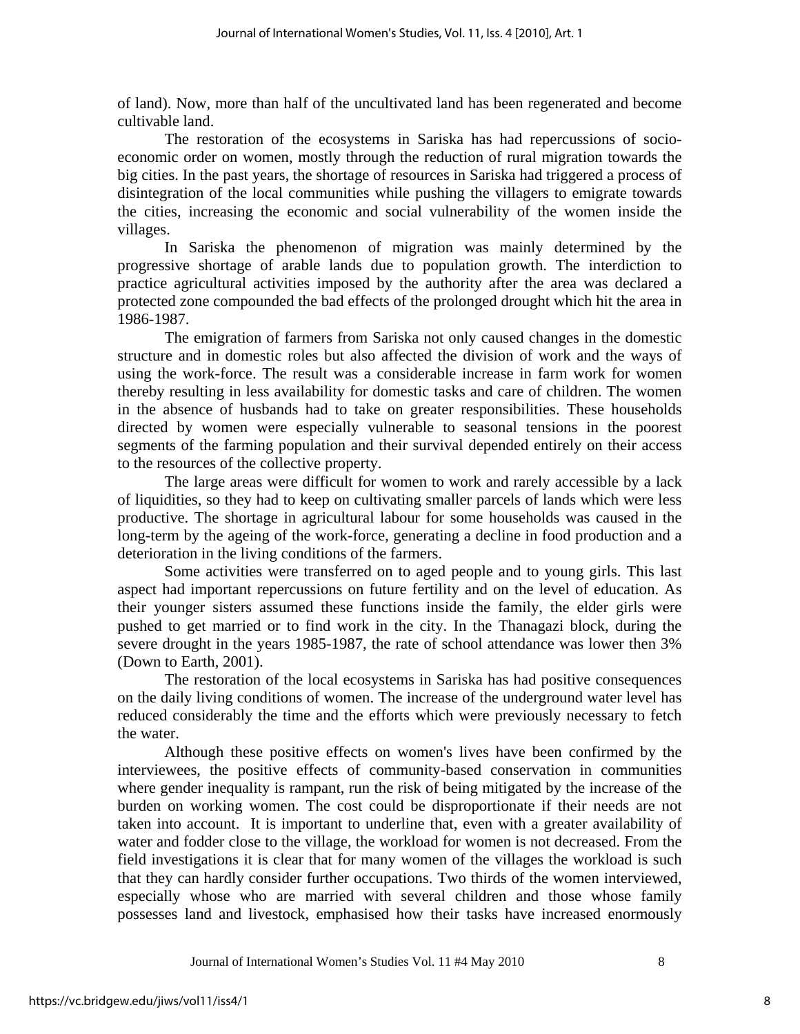of land). Now, more than half of the uncultivated land has been regenerated and become cultivable land.

The restoration of the ecosystems in Sariska has had repercussions of socio-economic order on women, mostly through the reduction of rural migration towards the big cities. In the past years, the shortage of resources in Sariska had triggered a process of disintegration of the local communities while pushing the villagers to emigrate towards the cities, increasing the economic and social vulnerability of the women inside the villages.

In Sariska the phenomenon of migration was mainly determined by the progressive shortage of arable lands due to population growth. The interdiction to practice agricultural activities imposed by the authority after the area was declared a protected zone compounded the bad effects of the prolonged drought which hit the area in 1986-1987.

The emigration of farmers from Sariska not only caused changes in the domestic structure and in domestic roles but also affected the division of work and the ways of using the work-force. The result was a considerable increase in farm work for women thereby resulting in less availability for domestic tasks and care of children. The women in the absence of husbands had to take on greater responsibilities. These households directed by women were especially vulnerable to seasonal tensions in the poorest segments of the farming population and their survival depended entirely on their access to the resources of the collective property.

The large areas were difficult for women to work and rarely accessible by a lack of liquidities, so they had to keep on cultivating smaller parcels of lands which were less productive. The shortage in agricultural labour for some households was caused in the long-term by the ageing of the work-force, generating a decline in food production and a deterioration in the living conditions of the farmers.

Some activities were transferred on to aged people and to young girls. This last aspect had important repercussions on future fertility and on the level of education. As their younger sisters assumed these functions inside the family, the elder girls were pushed to get married or to find work in the city. In the Thanagazi block, during the severe drought in the years 1985-1987, the rate of school attendance was lower then 3% (Down to Earth, 2001).

The restoration of the local ecosystems in Sariska has had positive consequences on the daily living conditions of women. The increase of the underground water level has reduced considerably the time and the efforts which were previously necessary to fetch the water.

Although these positive effects on women's lives have been confirmed by the interviewees, the positive effects of community-based conservation in communities where gender inequality is rampant, run the risk of being mitigated by the increase of the burden on working women. The cost could be disproportionate if their needs are not taken into account. It is important to underline that, even with a greater availability of water and fodder close to the village, the workload for women is not decreased. From the field investigations it is clear that for many women of the villages the workload is such that they can hardly consider further occupations. Two thirds of the women interviewed, especially whose who are married with several children and those whose family possesses land and livestock, emphasised how their tasks have increased enormously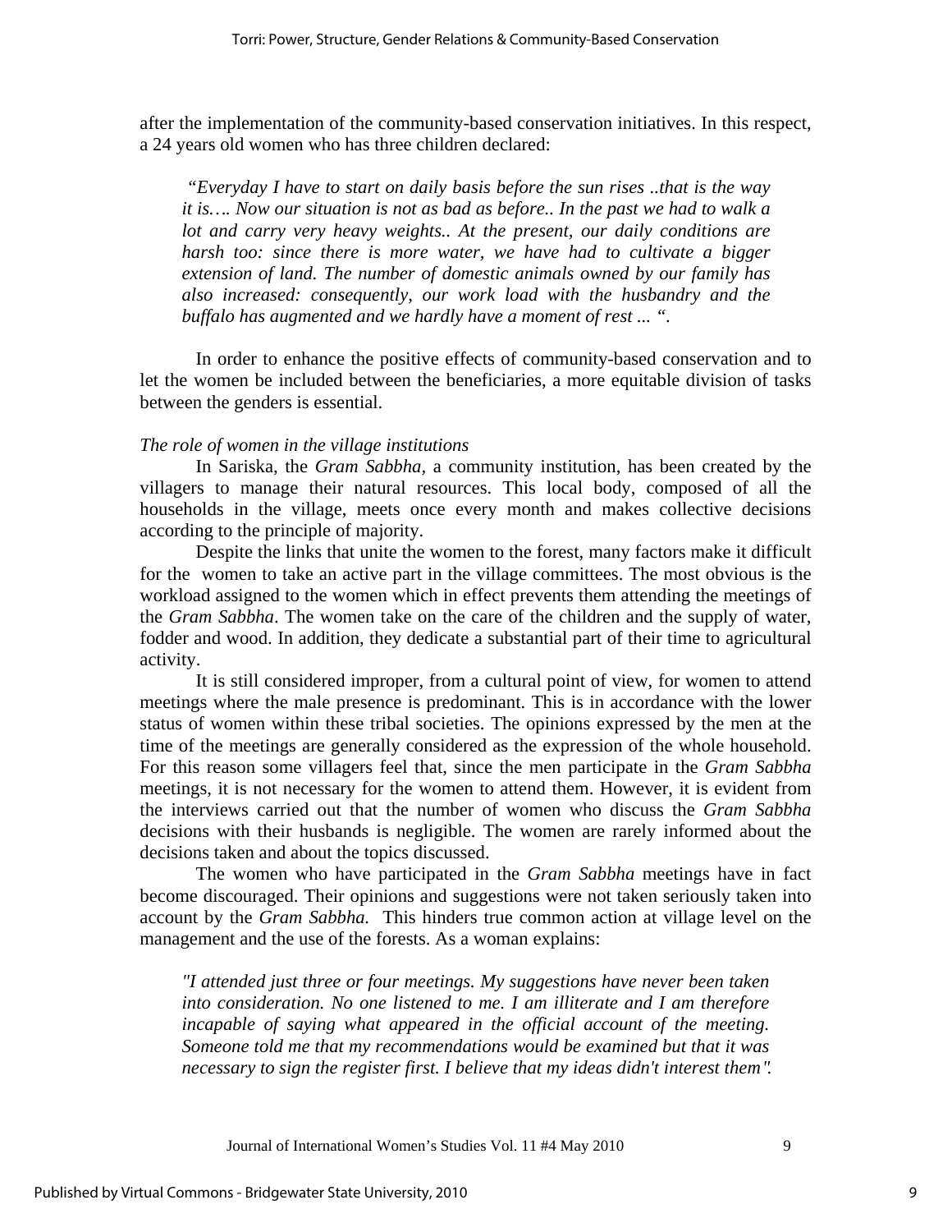after the implementation of the community-based conservation initiatives. In this respect, a 24 years old women who has three children declared:

> *"Everyday I have to start on daily basis before the sun rises ..that is the way it is…. Now our situation is not as bad as before.. In the past we had to walk a lot and carry very heavy weights.. At the present, our daily conditions are harsh too: since there is more water, we have had to cultivate a bigger extension of land. The number of domestic animals owned by our family has also increased: consequently, our work load with the husbandry and the buffalo has augmented and we hardly have a moment of rest ... ".*

In order to enhance the positive effects of community-based conservation and to let the women be included between the beneficiaries, a more equitable division of tasks between the genders is essential.

*The role of women in the village institutions*

In Sariska, the *Gram Sabbha*, a community institution, has been created by the villagers to manage their natural resources. This local body, composed of all the households in the village, meets once every month and makes collective decisions according to the principle of majority.

Despite the links that unite the women to the forest, many factors make it difficult for the women to take an active part in the village committees. The most obvious is the workload assigned to the women which in effect prevents them attending the meetings of the *Gram Sabbha*. The women take on the care of the children and the supply of water, fodder and wood. In addition, they dedicate a substantial part of their time to agricultural activity.

It is still considered improper, from a cultural point of view, for women to attend meetings where the male presence is predominant. This is in accordance with the lower status of women within these tribal societies. The opinions expressed by the men at the time of the meetings are generally considered as the expression of the whole household. For this reason some villagers feel that, since the men participate in the *Gram Sabbha* meetings, it is not necessary for the women to attend them. However, it is evident from the interviews carried out that the number of women who discuss the *Gram Sabbha* decisions with their husbands is negligible. The women are rarely informed about the decisions taken and about the topics discussed.

The women who have participated in the *Gram Sabbha* meetings have in fact become discouraged. Their opinions and suggestions were not taken seriously taken into account by the *Gram Sabbha.* This hinders true common action at village level on the management and the use of the forests. As a woman explains:

> *"I attended just three or four meetings. My suggestions have never been taken into consideration. No one listened to me. I am illiterate and I am therefore incapable of saying what appeared in the official account of the meeting. Someone told me that my recommendations would be examined but that it was necessary to sign the register first. I believe that my ideas didn't interest them".*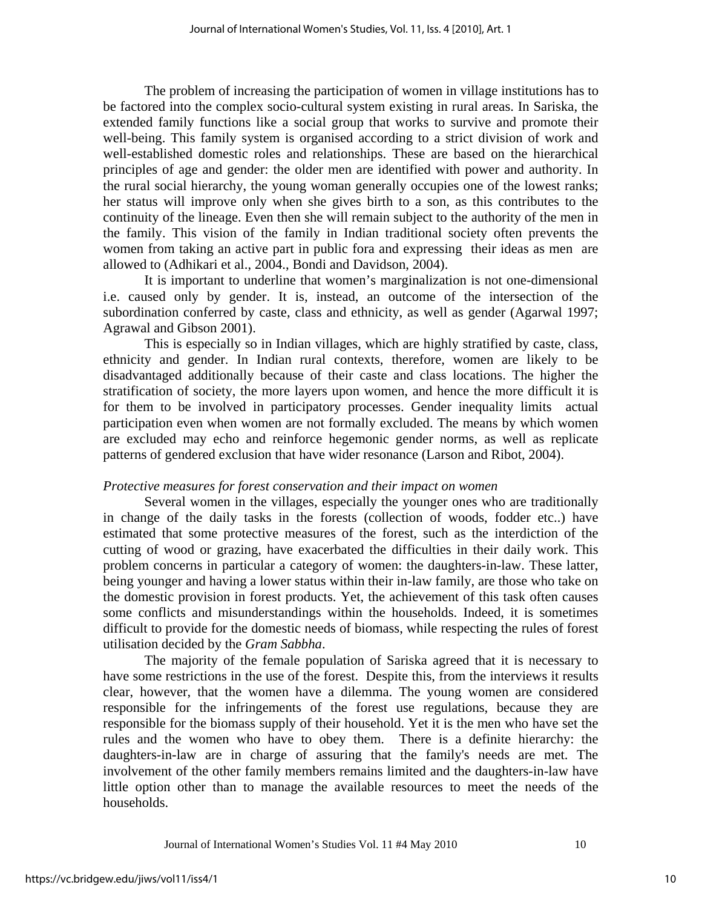The problem of increasing the participation of women in village institutions has to be factored into the complex socio-cultural system existing in rural areas. In Sariska, the extended family functions like a social group that works to survive and promote their well-being. This family system is organised according to a strict division of work and well-established domestic roles and relationships. These are based on the hierarchical principles of age and gender: the older men are identified with power and authority. In the rural social hierarchy, the young woman generally occupies one of the lowest ranks; her status will improve only when she gives birth to a son, as this contributes to the continuity of the lineage. Even then she will remain subject to the authority of the men in the family. This vision of the family in Indian traditional society often prevents the women from taking an active part in public fora and expressing their ideas as men are allowed to (Adhikari et al., 2004., Bondi and Davidson, 2004).

It is important to underline that women's marginalization is not one-dimensional i.e. caused only by gender. It is, instead, an outcome of the intersection of the subordination conferred by caste, class and ethnicity, as well as gender (Agarwal 1997; Agrawal and Gibson 2001).

This is especially so in Indian villages, which are highly stratified by caste, class, ethnicity and gender. In Indian rural contexts, therefore, women are likely to be disadvantaged additionally because of their caste and class locations. The higher the stratification of society, the more layers upon women, and hence the more difficult it is for them to be involved in participatory processes. Gender inequality limits actual participation even when women are not formally excluded. The means by which women are excluded may echo and reinforce hegemonic gender norms, as well as replicate patterns of gendered exclusion that have wider resonance (Larson and Ribot, 2004).

*Protective measures for forest conservation and their impact on women*

Several women in the villages, especially the younger ones who are traditionally in change of the daily tasks in the forests (collection of woods, fodder etc..) have estimated that some protective measures of the forest, such as the interdiction of the cutting of wood or grazing, have exacerbated the difficulties in their daily work. This problem concerns in particular a category of women: the daughters-in-law. These latter, being younger and having a lower status within their in-law family, are those who take on the domestic provision in forest products. Yet, the achievement of this task often causes some conflicts and misunderstandings within the households. Indeed, it is sometimes difficult to provide for the domestic needs of biomass, while respecting the rules of forest utilisation decided by the *Gram Sabbha*.

The majority of the female population of Sariska agreed that it is necessary to have some restrictions in the use of the forest. Despite this, from the interviews it results clear, however, that the women have a dilemma. The young women are considered responsible for the infringements of the forest use regulations, because they are responsible for the biomass supply of their household. Yet it is the men who have set the rules and the women who have to obey them. There is a definite hierarchy: the daughters-in-law are in charge of assuring that the family's needs are met. The involvement of the other family members remains limited and the daughters-in-law have little option other than to manage the available resources to meet the needs of the households.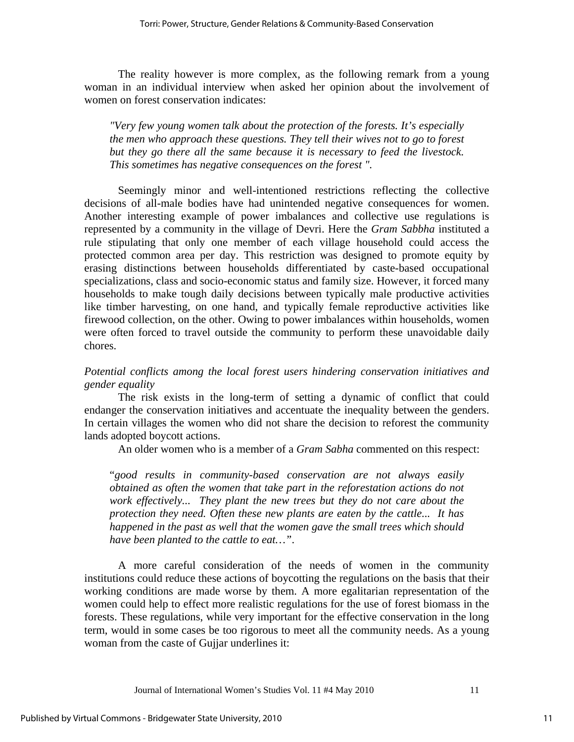The reality however is more complex, as the following remark from a young woman in an individual interview when asked her opinion about the involvement of women on forest conservation indicates:

> *"Very few young women talk about the protection of the forests. It's especially the men who approach these questions. They tell their wives not to go to forest but they go there all the same because it is necessary to feed the livestock. This sometimes has negative consequences on the forest ".*

Seemingly minor and well-intentioned restrictions reflecting the collective decisions of all-male bodies have had unintended negative consequences for women. Another interesting example of power imbalances and collective use regulations is represented by a community in the village of Devri. Here the *Gram Sabbha* instituted a rule stipulating that only one member of each village household could access the protected common area per day. This restriction was designed to promote equity by erasing distinctions between households differentiated by caste-based occupational specializations, class and socio-economic status and family size. However, it forced many households to make tough daily decisions between typically male productive activities like timber harvesting, on one hand, and typically female reproductive activities like firewood collection, on the other. Owing to power imbalances within households, women were often forced to travel outside the community to perform these unavoidable daily chores.

*Potential conflicts among the local forest users hindering conservation initiatives and gender equality*

The risk exists in the long-term of setting a dynamic of conflict that could endanger the conservation initiatives and accentuate the inequality between the genders. In certain villages the women who did not share the decision to reforest the community lands adopted boycott actions.

An older women who is a member of a *Gram Sabha* commented on this respect:

> "*good results in community-based conservation are not always easily obtained as often the women that take part in the reforestation actions do not work effectively... They plant the new trees but they do not care about the protection they need. Often these new plants are eaten by the cattle... It has happened in the past as well that the women gave the small trees which should have been planted to the cattle to eat…*".

A more careful consideration of the needs of women in the community institutions could reduce these actions of boycotting the regulations on the basis that their working conditions are made worse by them. A more egalitarian representation of the women could help to effect more realistic regulations for the use of forest biomass in the forests. These regulations, while very important for the effective conservation in the long term, would in some cases be too rigorous to meet all the community needs. As a young woman from the caste of Gujjar underlines it: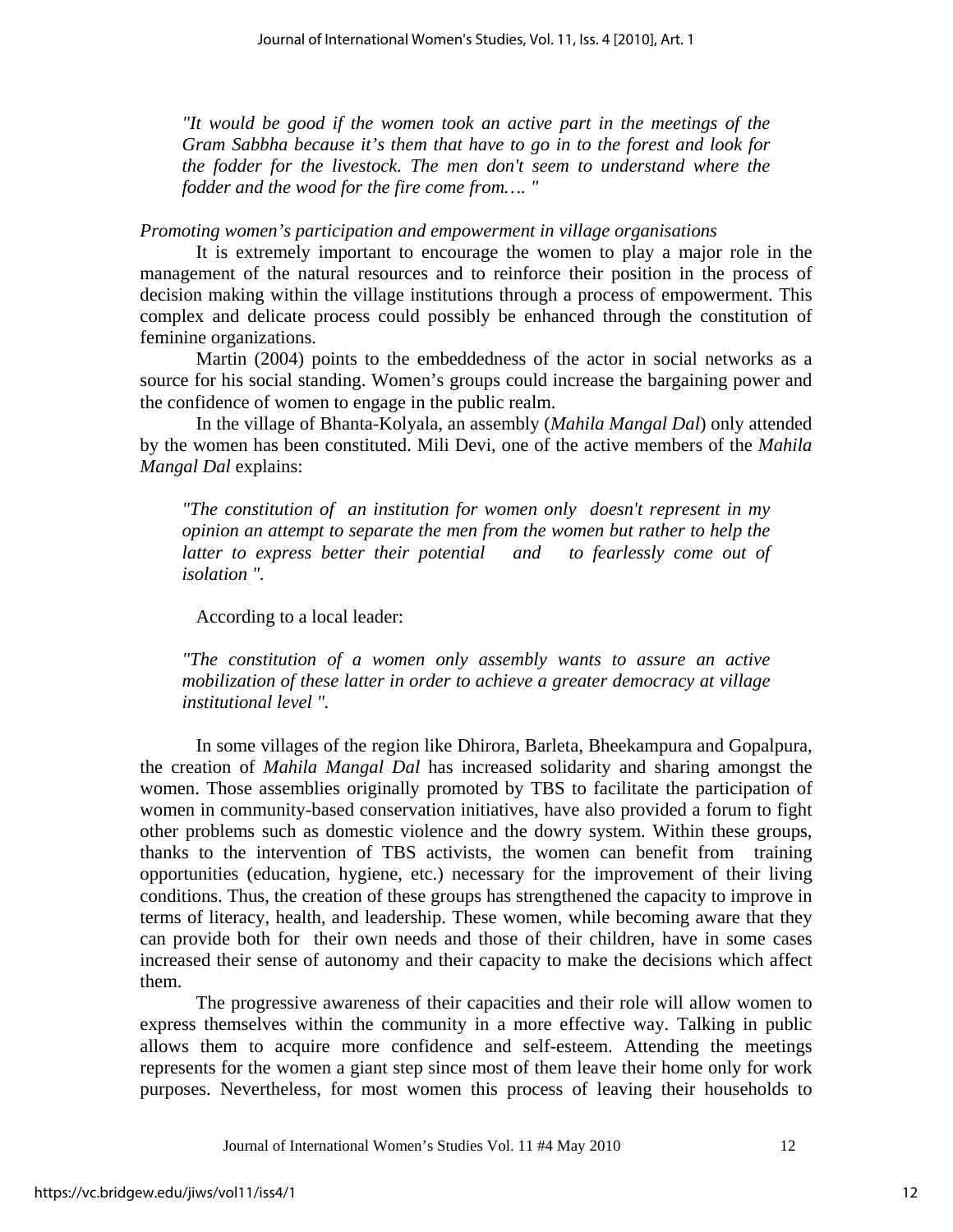*"It would be good if the women took an active part in the meetings of the Gram Sabbha because it's them that have to go in to the forest and look for the fodder for the livestock. The men don't seem to understand where the fodder and the wood for the fire come from…. "*

*Promoting women's participation and empowerment in village organisations*

It is extremely important to encourage the women to play a major role in the management of the natural resources and to reinforce their position in the process of decision making within the village institutions through a process of empowerment. This complex and delicate process could possibly be enhanced through the constitution of feminine organizations.

Martin (2004) points to the embeddedness of the actor in social networks as a source for his social standing. Women's groups could increase the bargaining power and the confidence of women to engage in the public realm.

In the village of Bhanta-Kolyala, an assembly (*Mahila Mangal Dal*) only attended by the women has been constituted. Mili Devi, one of the active members of the *Mahila Mangal Dal* explains:

*"The constitution of an institution for women only doesn't represent in my opinion an attempt to separate the men from the women but rather to help the latter to express better their potential and to fearlessly come out of isolation ".*

According to a local leader:

*"The constitution of a women only assembly wants to assure an active mobilization of these latter in order to achieve a greater democracy at village institutional level ".*

In some villages of the region like Dhirora, Barleta, Bheekampura and Gopalpura, the creation of *Mahila Mangal Dal* has increased solidarity and sharing amongst the women. Those assemblies originally promoted by TBS to facilitate the participation of women in community-based conservation initiatives, have also provided a forum to fight other problems such as domestic violence and the dowry system. Within these groups, thanks to the intervention of TBS activists, the women can benefit from training opportunities (education, hygiene, etc.) necessary for the improvement of their living conditions. Thus, the creation of these groups has strengthened the capacity to improve in terms of literacy, health, and leadership. These women, while becoming aware that they can provide both for their own needs and those of their children, have in some cases increased their sense of autonomy and their capacity to make the decisions which affect them.

The progressive awareness of their capacities and their role will allow women to express themselves within the community in a more effective way. Talking in public allows them to acquire more confidence and self-esteem. Attending the meetings represents for the women a giant step since most of them leave their home only for work purposes. Nevertheless, for most women this process of leaving their households to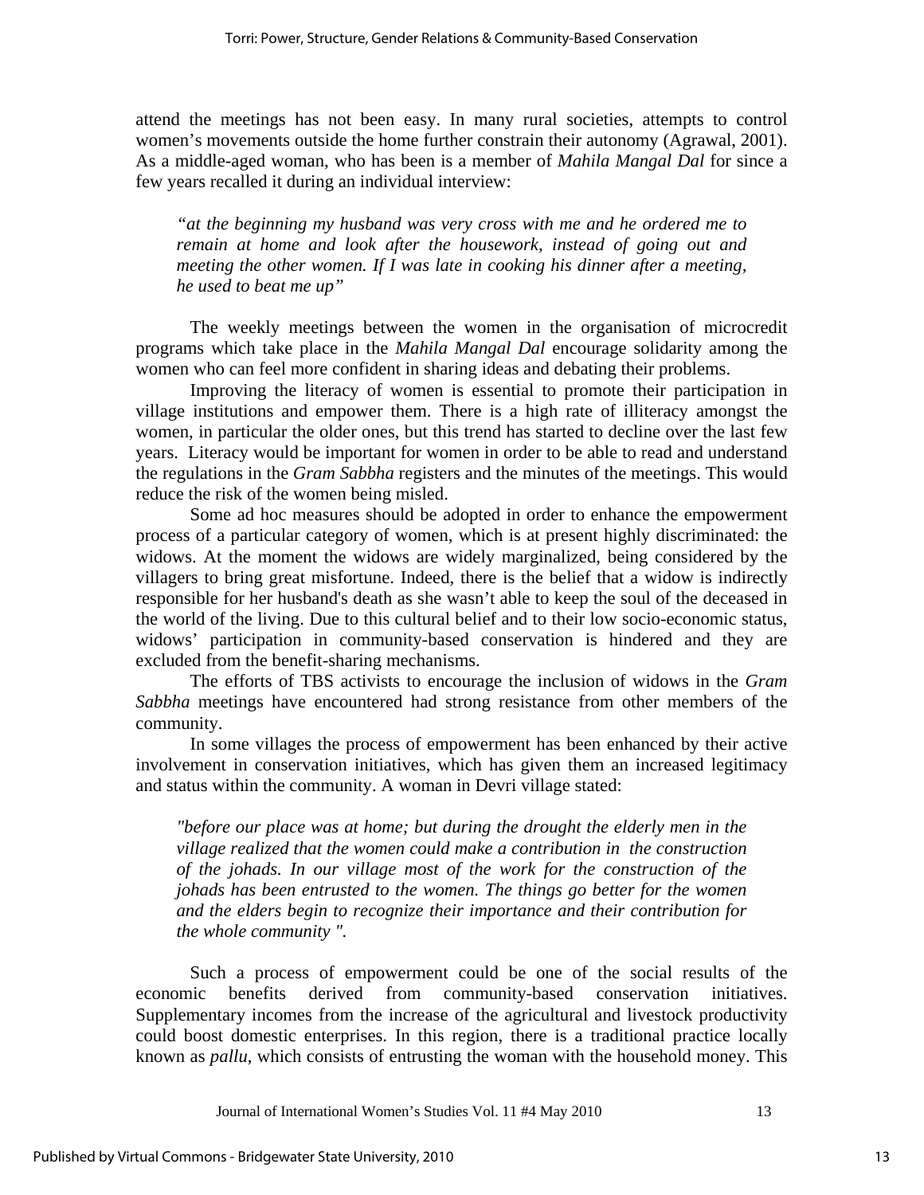attend the meetings has not been easy. In many rural societies, attempts to control women's movements outside the home further constrain their autonomy (Agrawal, 2001). As a middle-aged woman, who has been is a member of *Mahila Mangal Dal* for since a few years recalled it during an individual interview:

> *"at the beginning my husband was very cross with me and he ordered me to remain at home and look after the housework, instead of going out and meeting the other women. If I was late in cooking his dinner after a meeting, he used to beat me up"*

The weekly meetings between the women in the organisation of microcredit programs which take place in the *Mahila Mangal Dal* encourage solidarity among the women who can feel more confident in sharing ideas and debating their problems.

Improving the literacy of women is essential to promote their participation in village institutions and empower them. There is a high rate of illiteracy amongst the women, in particular the older ones, but this trend has started to decline over the last few years. Literacy would be important for women in order to be able to read and understand the regulations in the *Gram Sabbha* registers and the minutes of the meetings. This would reduce the risk of the women being misled.

Some ad hoc measures should be adopted in order to enhance the empowerment process of a particular category of women, which is at present highly discriminated: the widows. At the moment the widows are widely marginalized, being considered by the villagers to bring great misfortune. Indeed, there is the belief that a widow is indirectly responsible for her husband's death as she wasn't able to keep the soul of the deceased in the world of the living. Due to this cultural belief and to their low socio-economic status, widows' participation in community-based conservation is hindered and they are excluded from the benefit-sharing mechanisms.

The efforts of TBS activists to encourage the inclusion of widows in the *Gram Sabbha* meetings have encountered had strong resistance from other members of the community.

In some villages the process of empowerment has been enhanced by their active involvement in conservation initiatives, which has given them an increased legitimacy and status within the community. A woman in Devri village stated:

> *"before our place was at home; but during the drought the elderly men in the village realized that the women could make a contribution in the construction of the johads. In our village most of the work for the construction of the johads has been entrusted to the women. The things go better for the women and the elders begin to recognize their importance and their contribution for the whole community ".*

Such a process of empowerment could be one of the social results of the economic benefits derived from community-based conservation initiatives. Supplementary incomes from the increase of the agricultural and livestock productivity could boost domestic enterprises. In this region, there is a traditional practice locally known as *pallu*, which consists of entrusting the woman with the household money. This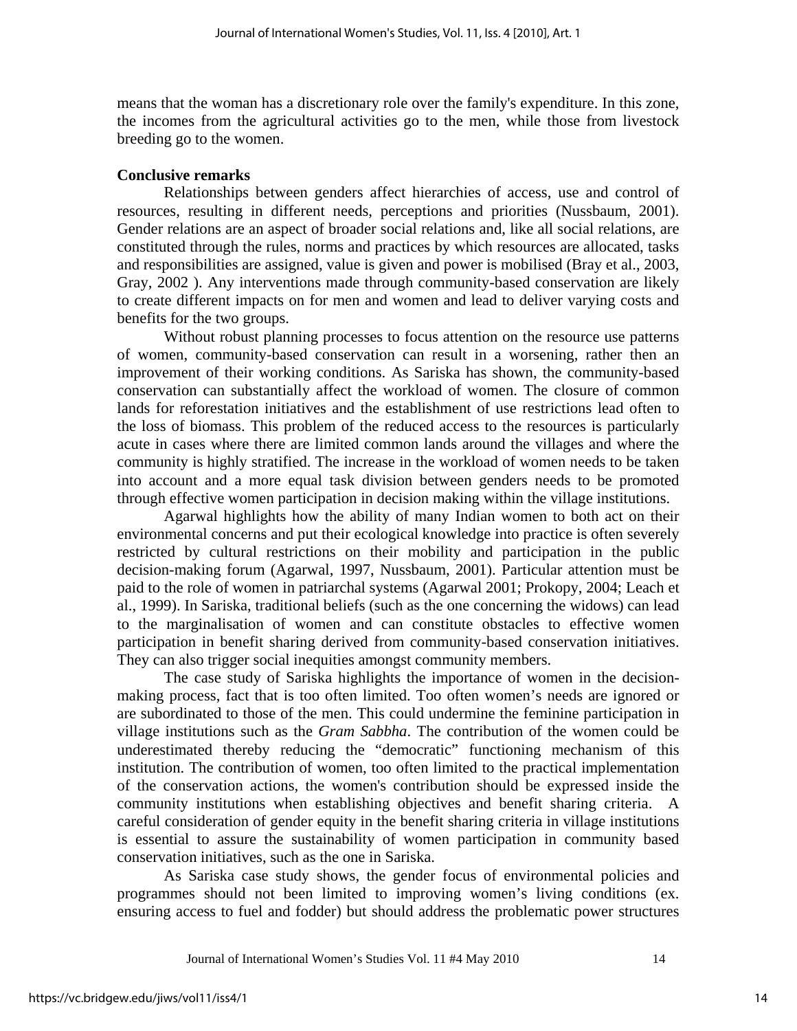means that the woman has a discretionary role over the family's expenditure. In this zone, the incomes from the agricultural activities go to the men, while those from livestock breeding go to the women.

**Conclusive remarks**

Relationships between genders affect hierarchies of access, use and control of resources, resulting in different needs, perceptions and priorities (Nussbaum, 2001). Gender relations are an aspect of broader social relations and, like all social relations, are constituted through the rules, norms and practices by which resources are allocated, tasks and responsibilities are assigned, value is given and power is mobilised (Bray et al., 2003, Gray, 2002 ). Any interventions made through community-based conservation are likely to create different impacts on for men and women and lead to deliver varying costs and benefits for the two groups.

Without robust planning processes to focus attention on the resource use patterns of women, community-based conservation can result in a worsening, rather then an improvement of their working conditions. As Sariska has shown, the community-based conservation can substantially affect the workload of women. The closure of common lands for reforestation initiatives and the establishment of use restrictions lead often to the loss of biomass. This problem of the reduced access to the resources is particularly acute in cases where there are limited common lands around the villages and where the community is highly stratified. The increase in the workload of women needs to be taken into account and a more equal task division between genders needs to be promoted through effective women participation in decision making within the village institutions.

Agarwal highlights how the ability of many Indian women to both act on their environmental concerns and put their ecological knowledge into practice is often severely restricted by cultural restrictions on their mobility and participation in the public decision-making forum (Agarwal, 1997, Nussbaum, 2001). Particular attention must be paid to the role of women in patriarchal systems (Agarwal 2001; Prokopy, 2004; Leach et al., 1999). In Sariska, traditional beliefs (such as the one concerning the widows) can lead to the marginalisation of women and can constitute obstacles to effective women participation in benefit sharing derived from community-based conservation initiatives. They can also trigger social inequities amongst community members.

The case study of Sariska highlights the importance of women in the decision-making process, fact that is too often limited. Too often women's needs are ignored or are subordinated to those of the men. This could undermine the feminine participation in village institutions such as the *Gram Sabbha*. The contribution of the women could be underestimated thereby reducing the "democratic" functioning mechanism of this institution. The contribution of women, too often limited to the practical implementation of the conservation actions, the women's contribution should be expressed inside the community institutions when establishing objectives and benefit sharing criteria. A careful consideration of gender equity in the benefit sharing criteria in village institutions is essential to assure the sustainability of women participation in community based conservation initiatives, such as the one in Sariska.

As Sariska case study shows, the gender focus of environmental policies and programmes should not been limited to improving women's living conditions (ex. ensuring access to fuel and fodder) but should address the problematic power structures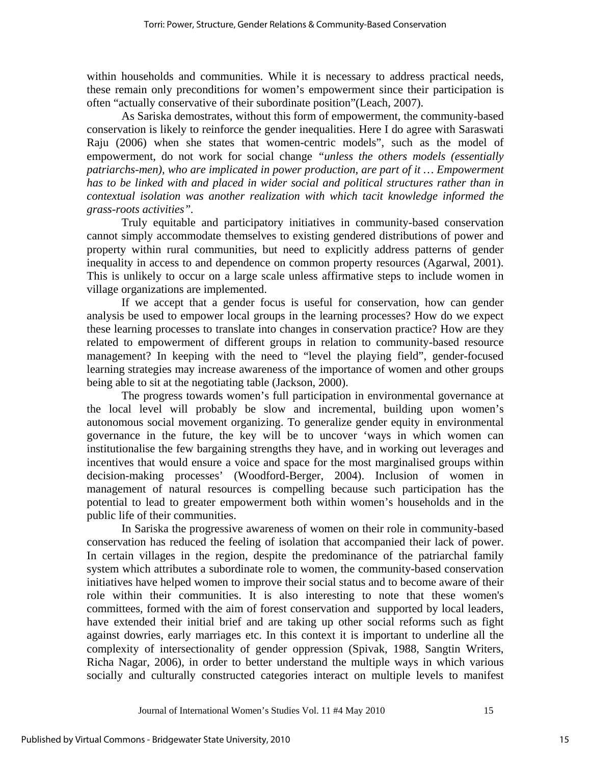within households and communities. While it is necessary to address practical needs, these remain only preconditions for women's empowerment since their participation is often "actually conservative of their subordinate position"(Leach, 2007).

As Sariska demostrates, without this form of empowerment, the community-based conservation is likely to reinforce the gender inequalities. Here I do agree with Saraswati Raju (2006) when she states that women-centric models", such as the model of empowerment, do not work for social change *"unless the others models (essentially patriarchs-men), who are implicated in power production, are part of it … Empowerment has to be linked with and placed in wider social and political structures rather than in contextual isolation was another realization with which tacit knowledge informed the grass-roots activities"*.

Truly equitable and participatory initiatives in community-based conservation cannot simply accommodate themselves to existing gendered distributions of power and property within rural communities, but need to explicitly address patterns of gender inequality in access to and dependence on common property resources (Agarwal, 2001). This is unlikely to occur on a large scale unless affirmative steps to include women in village organizations are implemented.

If we accept that a gender focus is useful for conservation, how can gender analysis be used to empower local groups in the learning processes? How do we expect these learning processes to translate into changes in conservation practice? How are they related to empowerment of different groups in relation to community-based resource management? In keeping with the need to "level the playing field", gender-focused learning strategies may increase awareness of the importance of women and other groups being able to sit at the negotiating table (Jackson, 2000).

The progress towards women's full participation in environmental governance at the local level will probably be slow and incremental, building upon women's autonomous social movement organizing. To generalize gender equity in environmental governance in the future, the key will be to uncover 'ways in which women can institutionalise the few bargaining strengths they have, and in working out leverages and incentives that would ensure a voice and space for the most marginalised groups within decision-making processes' (Woodford-Berger, 2004). Inclusion of women in management of natural resources is compelling because such participation has the potential to lead to greater empowerment both within women's households and in the public life of their communities.

In Sariska the progressive awareness of women on their role in community-based conservation has reduced the feeling of isolation that accompanied their lack of power. In certain villages in the region, despite the predominance of the patriarchal family system which attributes a subordinate role to women, the community-based conservation initiatives have helped women to improve their social status and to become aware of their role within their communities. It is also interesting to note that these women's committees, formed with the aim of forest conservation and supported by local leaders, have extended their initial brief and are taking up other social reforms such as fight against dowries, early marriages etc. In this context it is important to underline all the complexity of intersectionality of gender oppression (Spivak, 1988, Sangtin Writers, Richa Nagar, 2006), in order to better understand the multiple ways in which various socially and culturally constructed categories interact on multiple levels to manifest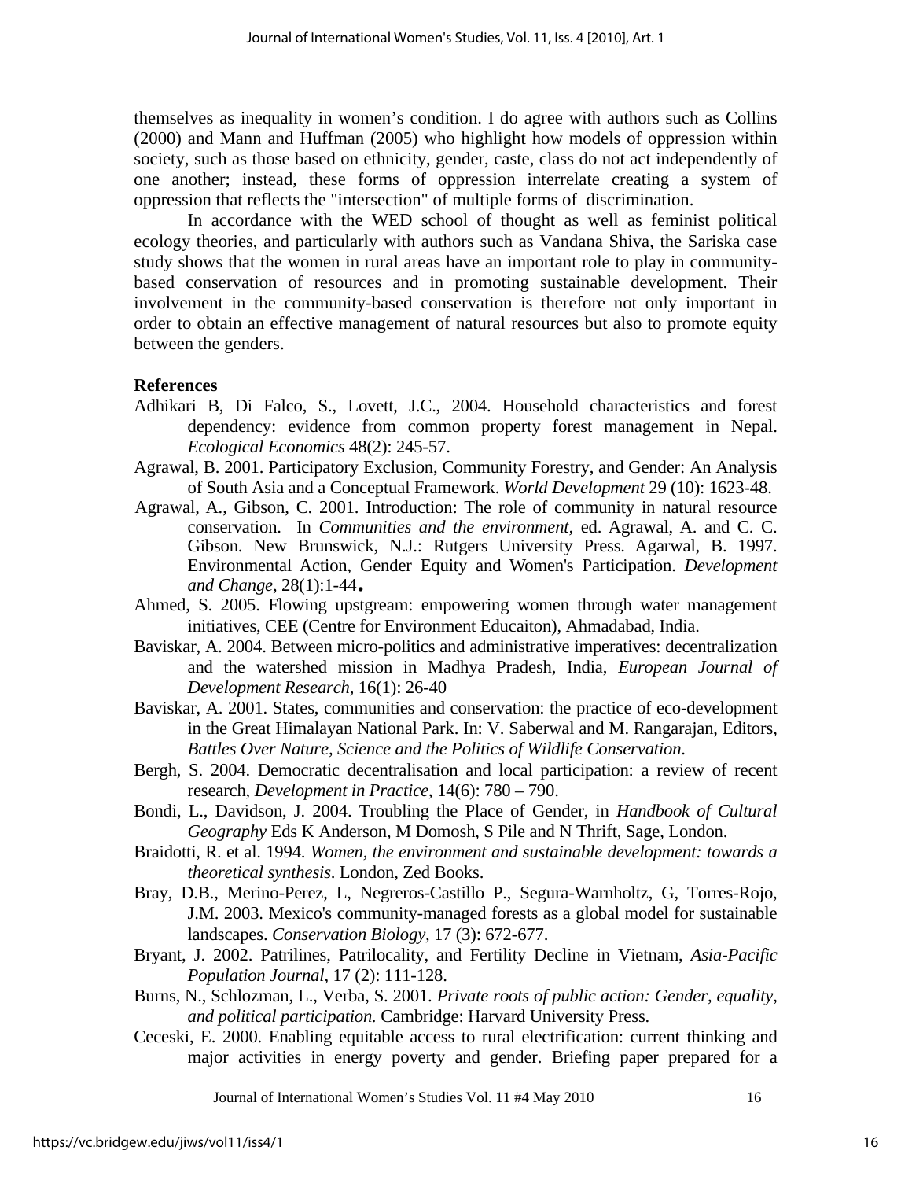themselves as inequality in women's condition. I do agree with authors such as Collins (2000) and Mann and Huffman (2005) who highlight how models of oppression within society, such as those based on ethnicity, gender, caste, class do not act independently of one another; instead, these forms of oppression interrelate creating a system of oppression that reflects the "intersection" of multiple forms of discrimination.

In accordance with the WED school of thought as well as feminist political ecology theories, and particularly with authors such as Vandana Shiva, the Sariska case study shows that the women in rural areas have an important role to play in community-based conservation of resources and in promoting sustainable development. Their involvement in the community-based conservation is therefore not only important in order to obtain an effective management of natural resources but also to promote equity between the genders.

## References

Adhikari B, Di Falco, S., Lovett, J.C., 2004. Household characteristics and forest dependency: evidence from common property forest management in Nepal. *Ecological Economics* 48(2): 245-57.

Agrawal, B. 2001. Participatory Exclusion, Community Forestry, and Gender: An Analysis of South Asia and a Conceptual Framework. *World Development* 29 (10): 1623-48.

Agrawal, A., Gibson, C. 2001. Introduction: The role of community in natural resource conservation. In *Communities and the environment,* ed. Agrawal, A. and C. C. Gibson. New Brunswick, N.J.: Rutgers University Press. Agarwal, B. 1997. Environmental Action, Gender Equity and Women's Participation. *Development and Change,* 28(1):1-44**.**

Ahmed, S. 2005. Flowing upstgream: empowering women through water management initiatives, CEE (Centre for Environment Educaiton), Ahmadabad, India.

Baviskar, A. 2004. Between micro-politics and administrative imperatives: decentralization and the watershed mission in Madhya Pradesh, India, *European Journal of Development Research,* 16(1): 26-40

Baviskar, A. 2001. States, communities and conservation: the practice of eco-development in the Great Himalayan National Park. In: V. Saberwal and M. Rangarajan, Editors, *Battles Over Nature, Science and the Politics of Wildlife Conservation.*

Bergh, S. 2004. Democratic decentralisation and local participation: a review of recent research, *Development in Practice,* 14(6): 780 – 790.

Bondi, L., Davidson, J. 2004. Troubling the Place of Gender, in *Handbook of Cultural Geography* Eds K Anderson, M Domosh, S Pile and N Thrift, Sage, London.

Braidotti, R. et al. 1994. *Women, the environment and sustainable development: towards a theoretical synthesis*. London, Zed Books.

Bray, D.B., Merino-Perez, L, Negreros-Castillo P., Segura-Warnholtz, G, Torres-Rojo, J.M. 2003. Mexico's community-managed forests as a global model for sustainable landscapes. *Conservation Biology,* 17 (3): 672-677.

Bryant, J. 2002. Patrilines, Patrilocality, and Fertility Decline in Vietnam, *Asia-Pacific Population Journal*, 17 (2): 111-128.

Burns, N., Schlozman, L., Verba, S. 2001. *Private roots of public action: Gender, equality, and political participation.* Cambridge: Harvard University Press.

Ceceski, E. 2000. Enabling equitable access to rural electrification: current thinking and major activities in energy poverty and gender. Briefing paper prepared for a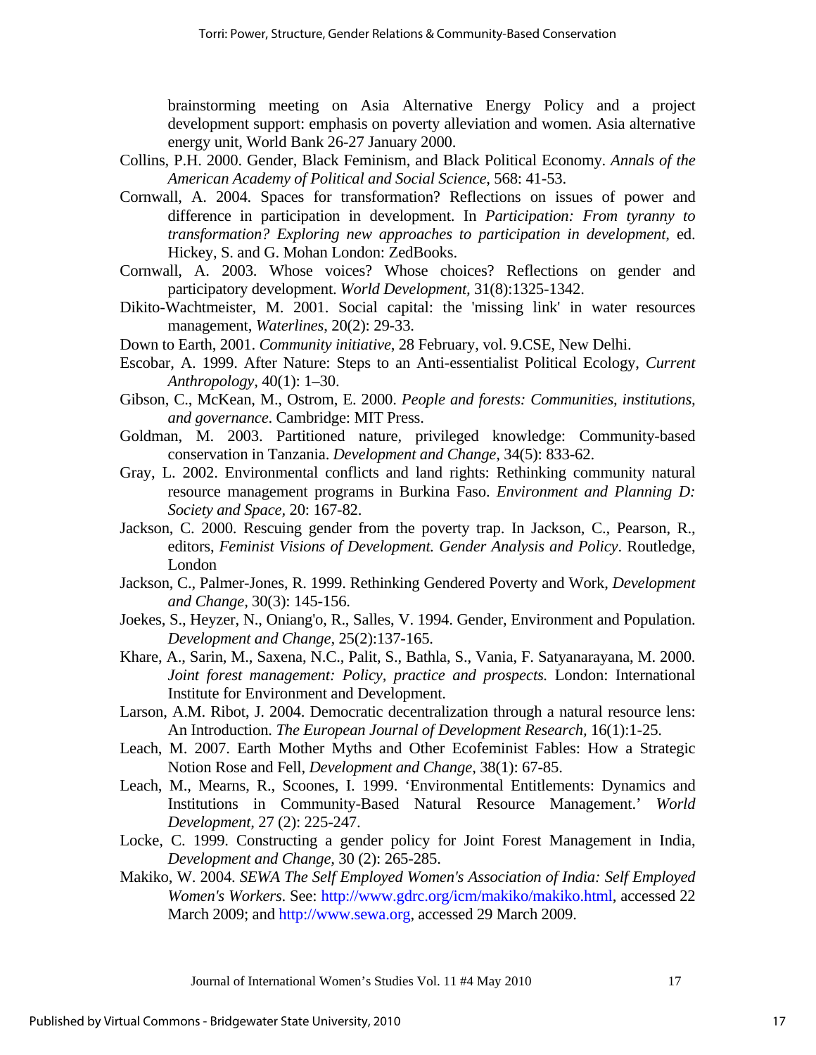brainstorming meeting on Asia Alternative Energy Policy and a project development support: emphasis on poverty alleviation and women. Asia alternative energy unit, World Bank 26-27 January 2000.

Collins, P.H. 2000. Gender, Black Feminism, and Black Political Economy. *Annals of the American Academy of Political and Social Science*, 568: 41-53.

Cornwall, A. 2004. Spaces for transformation? Reflections on issues of power and difference in participation in development. In *Participation: From tyranny to transformation? Exploring new approaches to participation in development*, ed. Hickey, S. and G. Mohan London: ZedBooks.

Cornwall, A. 2003. Whose voices? Whose choices? Reflections on gender and participatory development. *World Development,* 31(8):1325-1342.

Dikito-Wachtmeister, M. 2001. Social capital: the 'missing link' in water resources management, *Waterlines*, 20(2): 29-33.

Down to Earth, 2001. *Community initiative*, 28 February, vol. 9.CSE, New Delhi.

Escobar, A. 1999. After Nature: Steps to an Anti-essentialist Political Ecology, *Current Anthropology*, 40(1): 1–30.

Gibson, C., McKean, M., Ostrom, E. 2000. *People and forests: Communities, institutions, and governance*. Cambridge: MIT Press.

Goldman, M. 2003. Partitioned nature, privileged knowledge: Community-based conservation in Tanzania. *Development and Change,* 34(5): 833-62.

Gray, L. 2002. Environmental conflicts and land rights: Rethinking community natural resource management programs in Burkina Faso. *Environment and Planning D: Society and Space,* 20: 167-82.

Jackson, C. 2000. Rescuing gender from the poverty trap. In Jackson, C., Pearson, R., editors, *Feminist Visions of Development. Gender Analysis and Policy*. Routledge, London

Jackson, C., Palmer-Jones, R. 1999. Rethinking Gendered Poverty and Work, *Development and Change,* 30(3): 145-156.

Joekes, S., Heyzer, N., Oniang'o, R., Salles, V. 1994. Gender, Environment and Population. *Development and Change,* 25(2):137-165.

Khare, A., Sarin, M., Saxena, N.C., Palit, S., Bathla, S., Vania, F. Satyanarayana, M. 2000. *Joint forest management: Policy, practice and prospects.* London: International Institute for Environment and Development.

Larson, A.M. Ribot, J. 2004. Democratic decentralization through a natural resource lens: An Introduction. *The European Journal of Development Research,* 16(1):1-25.

Leach, M. 2007. Earth Mother Myths and Other Ecofeminist Fables: How a Strategic Notion Rose and Fell, *Development and Change,* 38(1): 67-85.

Leach, M., Mearns, R., Scoones, I. 1999. 'Environmental Entitlements: Dynamics and Institutions in Community-Based Natural Resource Management.' *World Development,* 27 (2): 225-247.

Locke, C. 1999. Constructing a gender policy for Joint Forest Management in India, *Development and Change,* 30 (2): 265-285.

Makiko, W. 2004. *SEWA The Self Employed Women's Association of India: Self Employed Women's Workers*. See: http://www.gdrc.org/icm/makiko/makiko.html, accessed 22 March 2009; and http://www.sewa.org, accessed 29 March 2009.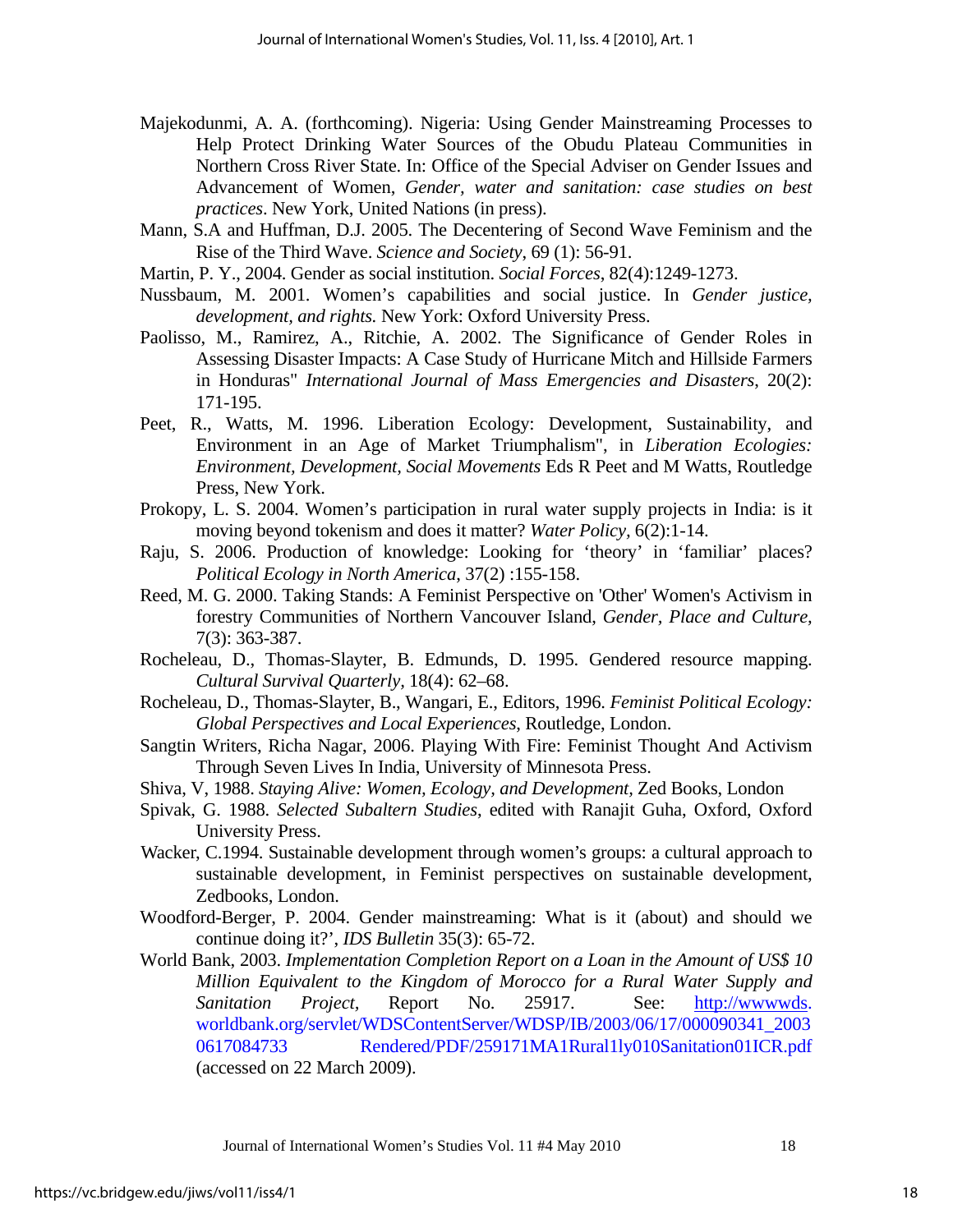Majekodunmi, A. A. (forthcoming). Nigeria: Using Gender Mainstreaming Processes to Help Protect Drinking Water Sources of the Obudu Plateau Communities in Northern Cross River State. In: Office of the Special Adviser on Gender Issues and Advancement of Women, *Gender, water and sanitation: case studies on best practices*. New York, United Nations (in press).

Mann, S.A and Huffman, D.J. 2005. The Decentering of Second Wave Feminism and the Rise of the Third Wave. *Science and Society*, 69 (1): 56-91.

Martin, P. Y., 2004. Gender as social institution. *Social Forces*, 82(4):1249-1273.

Nussbaum, M. 2001. Women's capabilities and social justice. In *Gender justice, development, and rights.* New York: Oxford University Press.

Paolisso, M., Ramirez, A., Ritchie, A. 2002. The Significance of Gender Roles in Assessing Disaster Impacts: A Case Study of Hurricane Mitch and Hillside Farmers in Honduras" *International Journal of Mass Emergencies and Disasters*, 20(2): 171-195.

Peet, R., Watts, M. 1996. Liberation Ecology: Development, Sustainability, and Environment in an Age of Market Triumphalism", in *Liberation Ecologies: Environment, Development, Social Movements* Eds R Peet and M Watts, Routledge Press, New York.

Prokopy, L. S. 2004. Women's participation in rural water supply projects in India: is it moving beyond tokenism and does it matter? *Water Policy*, 6(2):1-14.

Raju, S. 2006. Production of knowledge: Looking for 'theory' in 'familiar' places? *Political Ecology in North America*, 37(2) :155-158.

Reed, M. G. 2000. Taking Stands: A Feminist Perspective on 'Other' Women's Activism in forestry Communities of Northern Vancouver Island, *Gender, Place and Culture,* 7(3): 363-387.

Rocheleau, D., Thomas-Slayter, B. Edmunds, D. 1995. Gendered resource mapping. *Cultural Survival Quarterly*, 18(4): 62–68.

Rocheleau, D., Thomas-Slayter, B., Wangari, E., Editors, 1996. *Feminist Political Ecology: Global Perspectives and Local Experiences*, Routledge, London.

Sangtin Writers, Richa Nagar, 2006. Playing With Fire: Feminist Thought And Activism Through Seven Lives In India, University of Minnesota Press.

Shiva, V, 1988. *Staying Alive: Women, Ecology, and Development*, Zed Books, London

Spivak, G. 1988. *Selected Subaltern Studies*, edited with Ranajit Guha, Oxford, Oxford University Press.

Wacker, C.1994. Sustainable development through women's groups: a cultural approach to sustainable development, in Feminist perspectives on sustainable development, Zedbooks, London.

Woodford-Berger, P. 2004. Gender mainstreaming: What is it (about) and should we continue doing it?', *IDS Bulletin* 35(3): 65-72.

World Bank, 2003. *Implementation Completion Report on a Loan in the Amount of US$ 10 Million Equivalent to the Kingdom of Morocco for a Rural Water Supply and Sanitation Project,* Report No. 25917. See: http://wwwwds.worldbank.org/servlet/WDSContentServer/WDSP/IB/2003/06/17/000090341_20030617084733 Rendered/PDF/259171MA1Rural1ly010Sanitation01ICR.pdf (accessed on 22 March 2009).